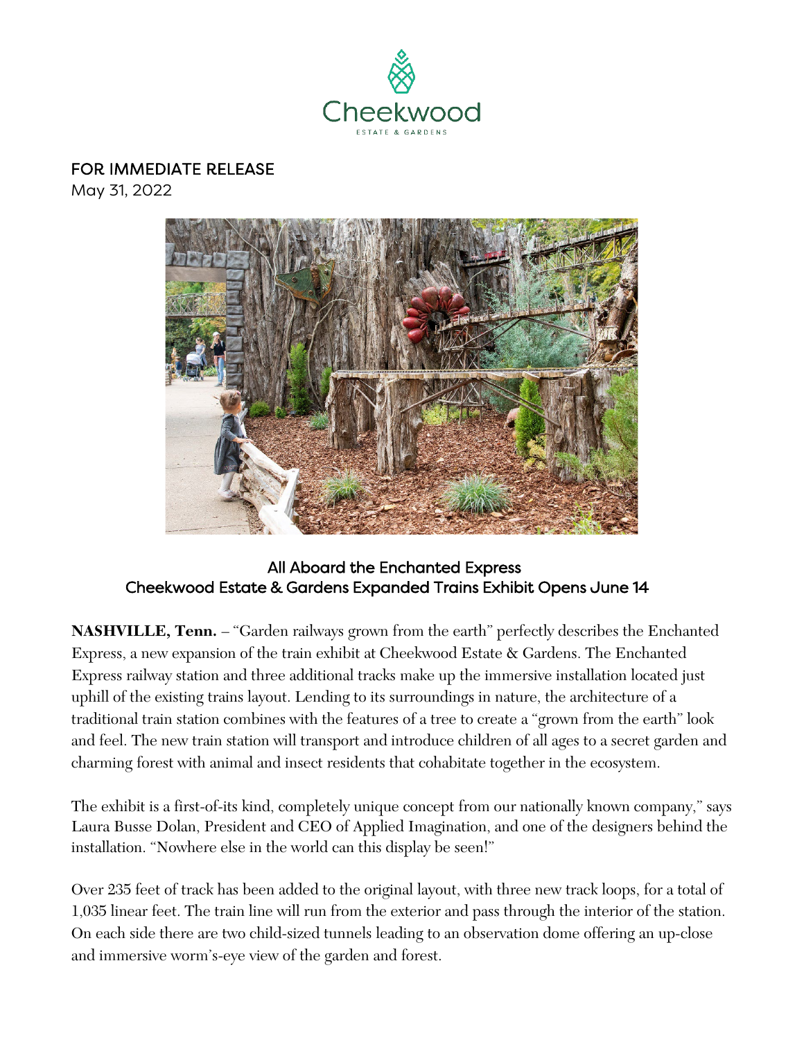Cheekwood

ESTATE & GARDENS

FOR IMMEDIATE RELEASE
May 31, 2022

## All Aboard the Enchanted Express
## Cheekwood Estate & Gardens Expanded Trains Exhibit Opens June 14

**NASHVILLE, Tenn.** – "Garden railways grown from the earth" perfectly describes the Enchanted Express, a new expansion of the train exhibit at Cheekwood Estate & Gardens. The Enchanted Express railway station and three additional tracks make up the immersive installation located just uphill of the existing trains layout. Lending to its surroundings in nature, the architecture of a traditional train station combines with the features of a tree to create a "grown from the earth" look and feel. The new train station will transport and introduce children of all ages to a secret garden and charming forest with animal and insect residents that cohabitate together in the ecosystem.

The exhibit is a first-of-its kind, completely unique concept from our nationally known company," says Laura Busse Dolan, President and CEO of Applied Imagination, and one of the designers behind the installation. "Nowhere else in the world can this display be seen!"

Over 235 feet of track has been added to the original layout, with three new track loops, for a total of 1,035 linear feet. The train line will run from the exterior and pass through the interior of the station. On each side there are two child-sized tunnels leading to an observation dome offering an up-close and immersive worm's-eye view of the garden and forest.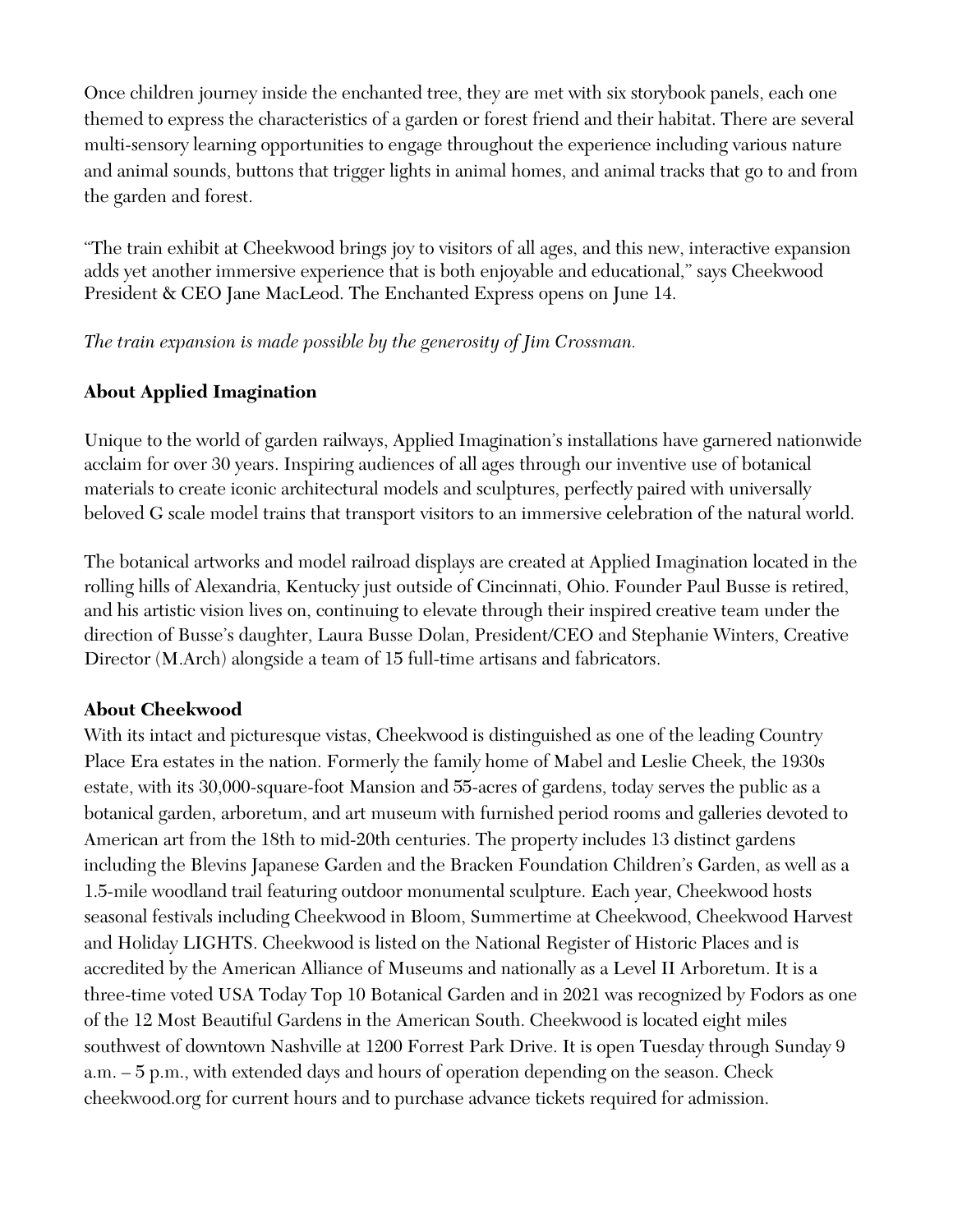Once children journey inside the enchanted tree, they are met with six storybook panels, each one themed to express the characteristics of a garden or forest friend and their habitat. There are several multi-sensory learning opportunities to engage throughout the experience including various nature and animal sounds, buttons that trigger lights in animal homes, and animal tracks that go to and from the garden and forest.

"The train exhibit at Cheekwood brings joy to visitors of all ages, and this new, interactive expansion adds yet another immersive experience that is both enjoyable and educational," says Cheekwood President & CEO Jane MacLeod. The Enchanted Express opens on June 14.

*The train expansion is made possible by the generosity of Jim Crossman.*

**About Applied Imagination**

Unique to the world of garden railways, Applied Imagination's installations have garnered nationwide acclaim for over 30 years. Inspiring audiences of all ages through our inventive use of botanical materials to create iconic architectural models and sculptures, perfectly paired with universally beloved G scale model trains that transport visitors to an immersive celebration of the natural world.

The botanical artworks and model railroad displays are created at Applied Imagination located in the rolling hills of Alexandria, Kentucky just outside of Cincinnati, Ohio. Founder Paul Busse is retired, and his artistic vision lives on, continuing to elevate through their inspired creative team under the direction of Busse's daughter, Laura Busse Dolan, President/CEO and Stephanie Winters, Creative Director (M.Arch) alongside a team of 15 full-time artisans and fabricators.

**About Cheekwood**

With its intact and picturesque vistas, Cheekwood is distinguished as one of the leading Country Place Era estates in the nation. Formerly the family home of Mabel and Leslie Cheek, the 1930s estate, with its 30,000-square-foot Mansion and 55-acres of gardens, today serves the public as a botanical garden, arboretum, and art museum with furnished period rooms and galleries devoted to American art from the 18th to mid-20th centuries. The property includes 13 distinct gardens including the Blevins Japanese Garden and the Bracken Foundation Children's Garden, as well as a 1.5-mile woodland trail featuring outdoor monumental sculpture. Each year, Cheekwood hosts seasonal festivals including Cheekwood in Bloom, Summertime at Cheekwood, Cheekwood Harvest and Holiday LIGHTS. Cheekwood is listed on the National Register of Historic Places and is accredited by the American Alliance of Museums and nationally as a Level II Arboretum. It is a three-time voted USA Today Top 10 Botanical Garden and in 2021 was recognized by Fodors as one of the 12 Most Beautiful Gardens in the American South. Cheekwood is located eight miles southwest of downtown Nashville at 1200 Forrest Park Drive. It is open Tuesday through Sunday 9 a.m. – 5 p.m., with extended days and hours of operation depending on the season. Check cheekwood.org for current hours and to purchase advance tickets required for admission.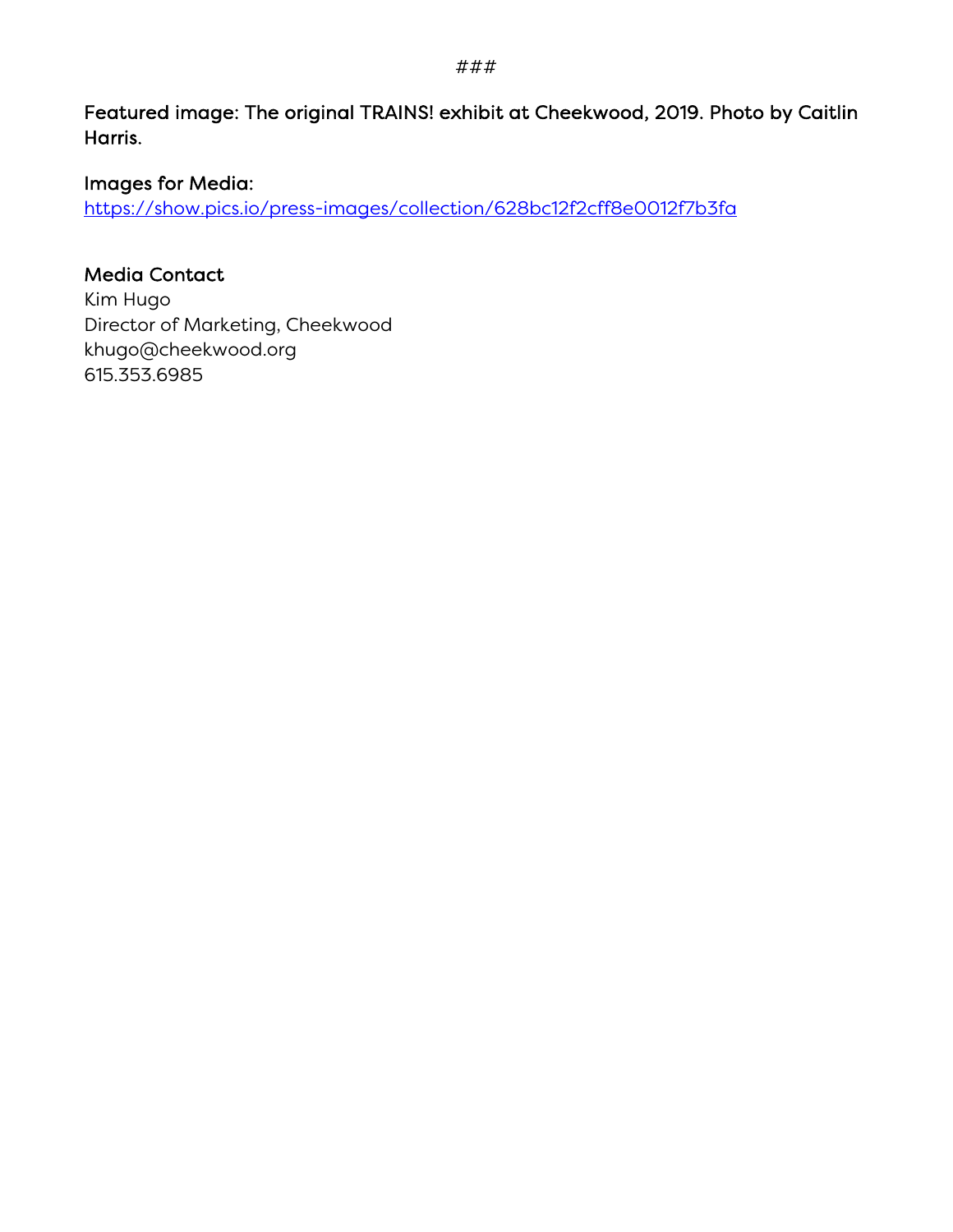###

**Featured image: The original TRAINS! exhibit at Cheekwood, 2019. Photo by Caitlin Harris.**

**Images for Media:**
https://show.pics.io/press-images/collection/628bc12f2cff8e0012f7b3fa

**Media Contact**
Kim Hugo
Director of Marketing, Cheekwood
khugo@cheekwood.org
615.353.6985